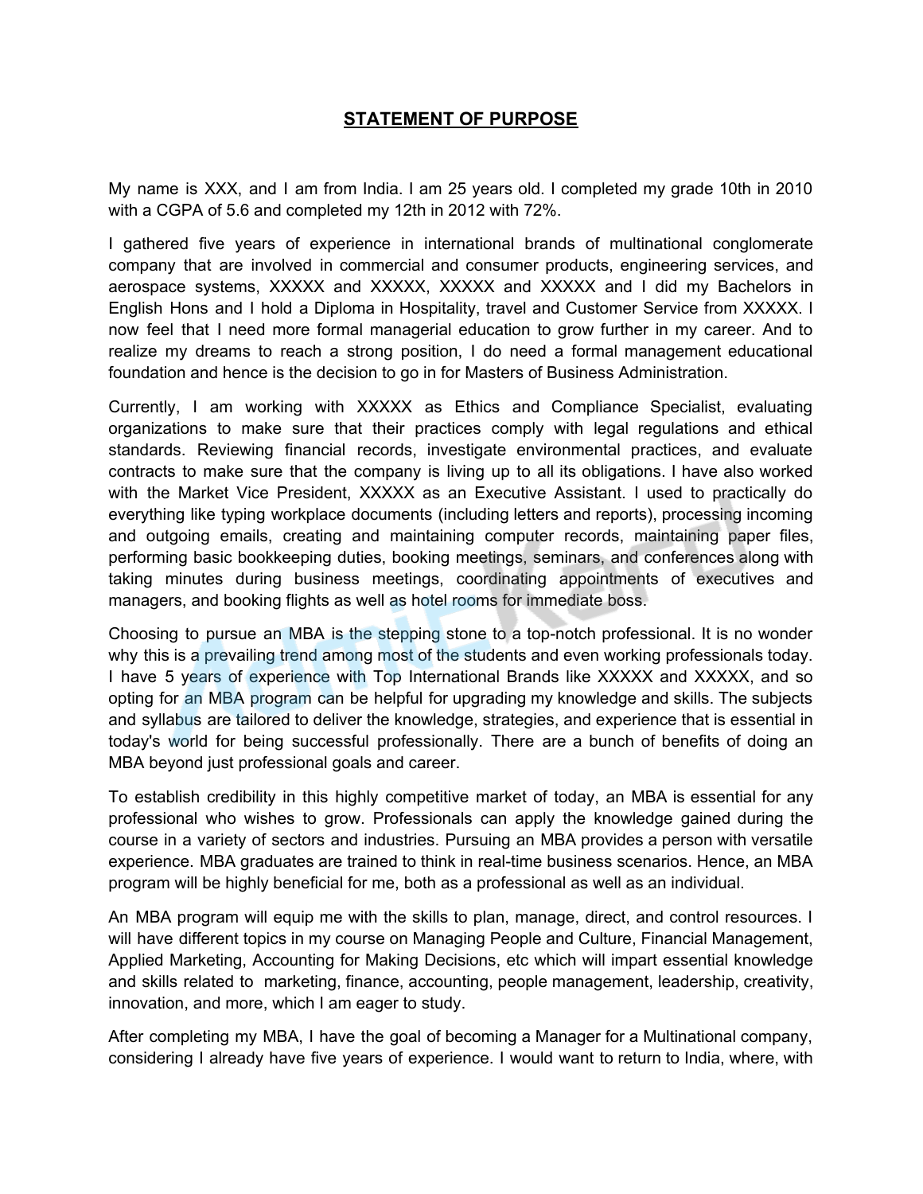# STATEMENT OF PURPOSE

My name is XXX, and I am from India. I am 25 years old. I completed my grade 10th in 2010 with a CGPA of 5.6 and completed my 12th in 2012 with 72%.

I gathered five years of experience in international brands of multinational conglomerate company that are involved in commercial and consumer products, engineering services, and aerospace systems, XXXXX and XXXXX, XXXXX and XXXXX and I did my Bachelors in English Hons and I hold a Diploma in Hospitality, travel and Customer Service from XXXXX. I now feel that I need more formal managerial education to grow further in my career. And to realize my dreams to reach a strong position, I do need a formal management educational foundation and hence is the decision to go in for Masters of Business Administration.

Currently, I am working with XXXXX as Ethics and Compliance Specialist, evaluating organizations to make sure that their practices comply with legal regulations and ethical standards. Reviewing financial records, investigate environmental practices, and evaluate contracts to make sure that the company is living up to all its obligations. I have also worked with the Market Vice President, XXXXX as an Executive Assistant. I used to practically do everything like typing workplace documents (including letters and reports), processing incoming and outgoing emails, creating and maintaining computer records, maintaining paper files, performing basic bookkeeping duties, booking meetings, seminars, and conferences along with taking minutes during business meetings, coordinating appointments of executives and managers, and booking flights as well as hotel rooms for immediate boss.

Choosing to pursue an MBA is the stepping stone to a top-notch professional. It is no wonder why this is a prevailing trend among most of the students and even working professionals today. I have 5 years of experience with Top International Brands like XXXXX and XXXXX, and so opting for an MBA program can be helpful for upgrading my knowledge and skills. The subjects and syllabus are tailored to deliver the knowledge, strategies, and experience that is essential in today's world for being successful professionally. There are a bunch of benefits of doing an MBA beyond just professional goals and career.

To establish credibility in this highly competitive market of today, an MBA is essential for any professional who wishes to grow. Professionals can apply the knowledge gained during the course in a variety of sectors and industries. Pursuing an MBA provides a person with versatile experience. MBA graduates are trained to think in real-time business scenarios. Hence, an MBA program will be highly beneficial for me, both as a professional as well as an individual.

An MBA program will equip me with the skills to plan, manage, direct, and control resources. I will have different topics in my course on Managing People and Culture, Financial Management, Applied Marketing, Accounting for Making Decisions, etc which will impart essential knowledge and skills related to marketing, finance, accounting, people management, leadership, creativity, innovation, and more, which I am eager to study.

After completing my MBA, I have the goal of becoming a Manager for a Multinational company, considering I already have five years of experience. I would want to return to India, where, with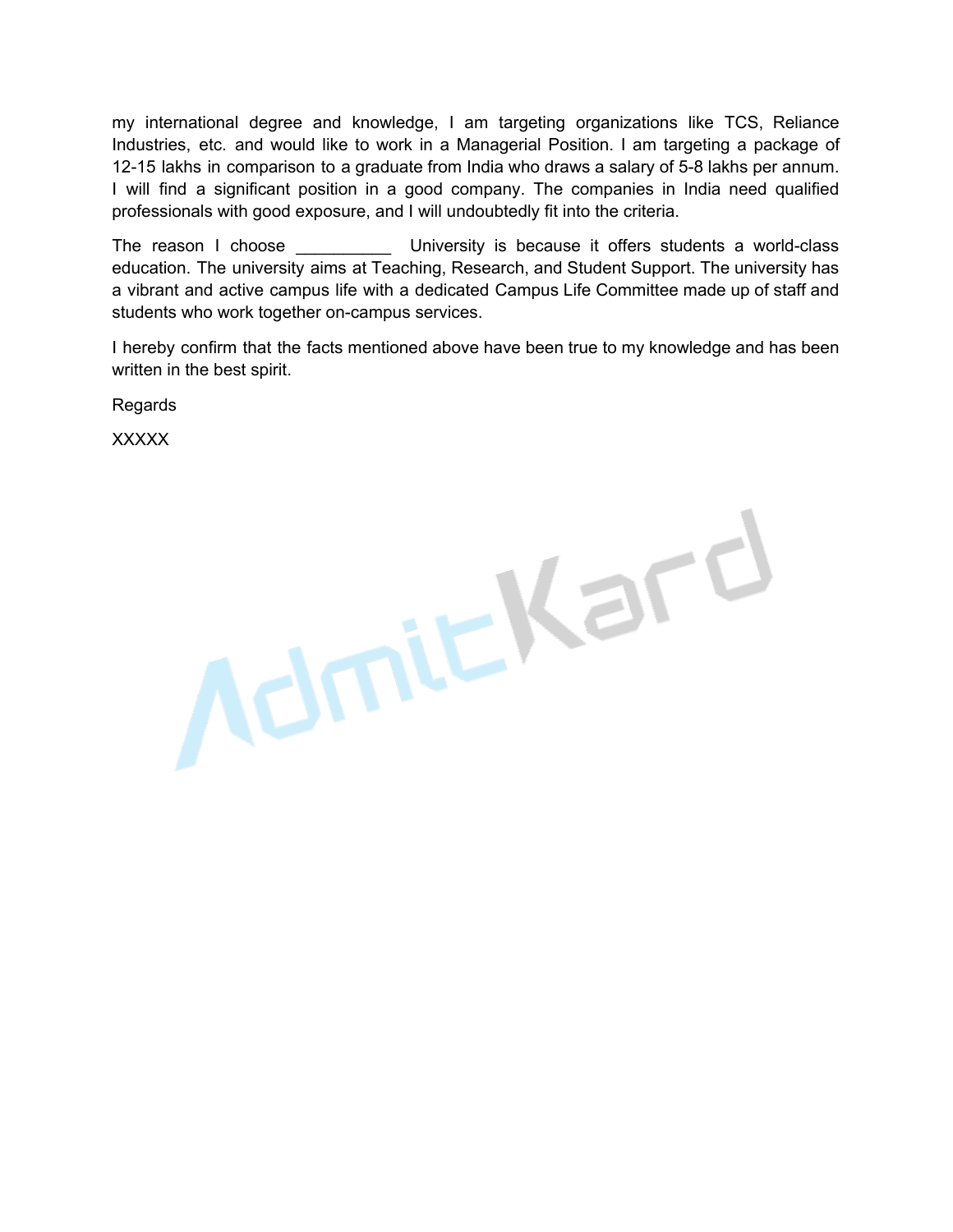my international degree and knowledge, I am targeting organizations like TCS, Reliance Industries, etc. and would like to work in a Managerial Position. I am targeting a package of 12-15 lakhs in comparison to a graduate from India who draws a salary of 5-8 lakhs per annum. I will find a significant position in a good company. The companies in India need qualified professionals with good exposure, and I will undoubtedly fit into the criteria.

The reason I choose __________ University is because it offers students a world-class education. The university aims at Teaching, Research, and Student Support. The university has a vibrant and active campus life with a dedicated Campus Life Committee made up of staff and students who work together on-campus services.

I hereby confirm that the facts mentioned above have been true to my knowledge and has been written in the best spirit.

Regards

XXXXX